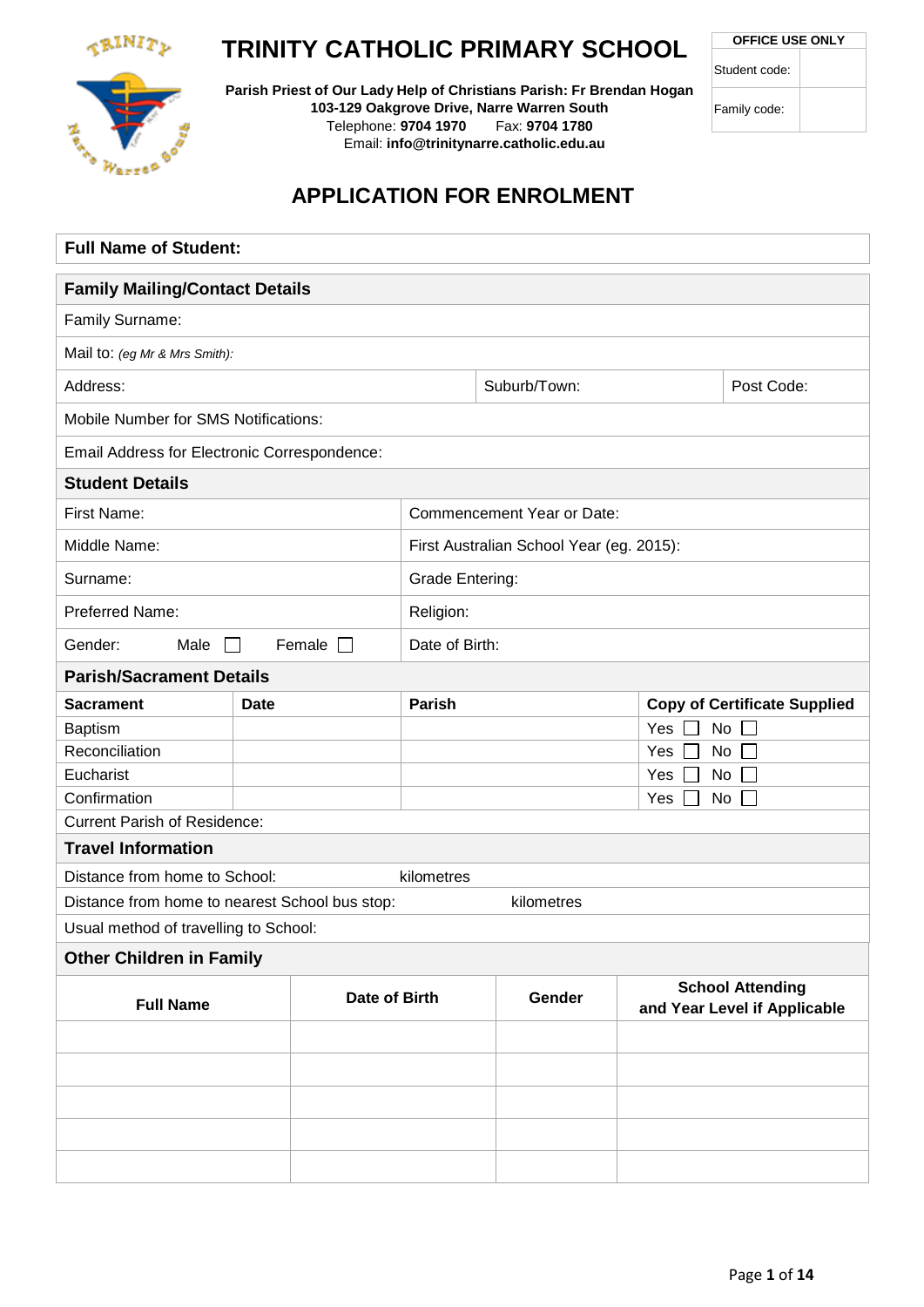# TRINITY CATHOLIC PRIMARY SCHOOL

**Parish Priest of Our Lady Help of Christians Parish: Fr Brendan Hogan**
**103-129 Oakgrove Drive, Narre Warren South**
Telephone: **9704 1970** Fax: **9704 1780**
Email: **info@trinitynarre.catholic.edu.au**

| OFFICE USE ONLY | |
|---|---|
| Student code: | |
| Family code: | |

## APPLICATION FOR ENROLMENT

| **Full Name of Student:** |
|---|

| **Family Mailing/Contact Details** | | |
|---|---|---|
| Family Surname: | | |
| Mail to: *(eg Mr & Mrs Smith):* | | |
| Address: | Suburb/Town: | Post Code: |
| Mobile Number for SMS Notifications: | | |
| Email Address for Electronic Correspondence: | | |

| **Student Details** | |
|---|---|
| First Name: | Commencement Year or Date: |
| Middle Name: | First Australian School Year (eg. 2015): |
| Surname: | Grade Entering: |
| Preferred Name: | Religion: |
| Gender: Male ☐ Female ☐ | Date of Birth: |

**Parish/Sacrament Details**

| Sacrament | Date | Parish | Copy of Certificate Supplied |
|---|---|---|---|
| Baptism | | | Yes ☐ No ☐ |
| Reconciliation | | | Yes ☐ No ☐ |
| Eucharist | | | Yes ☐ No ☐ |
| Confirmation | | | Yes ☐ No ☐ |

Current Parish of Residence:

**Travel Information**

Distance from home to School: kilometres

Distance from home to nearest School bus stop: kilometres

Usual method of travelling to School:

**Other Children in Family**

| Full Name | Date of Birth | Gender | School Attending and Year Level if Applicable |
|---|---|---|---|
| | | | |
| | | | |
| | | | |
| | | | |
| | | | |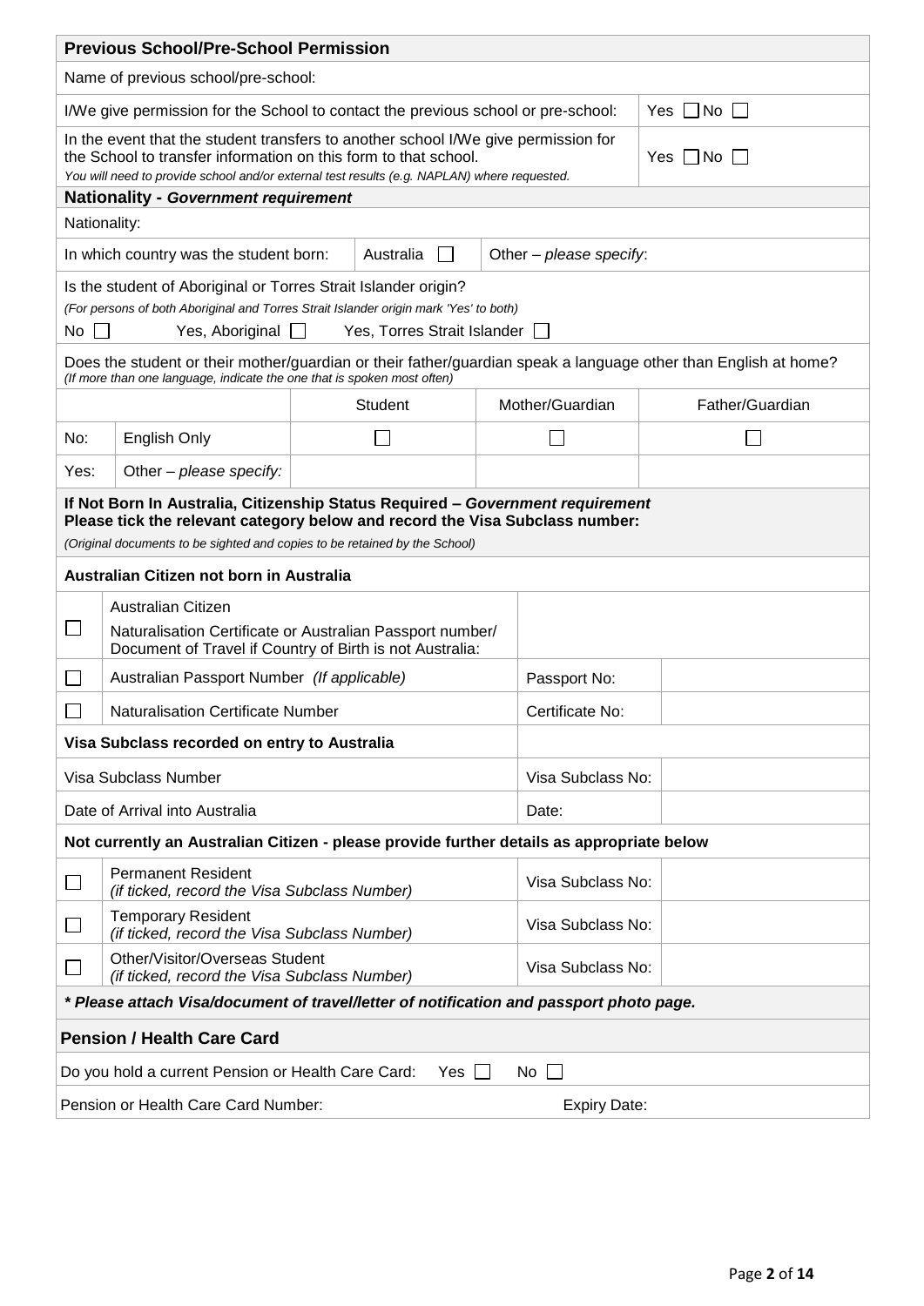## Previous School/Pre-School Permission

Name of previous school/pre-school:

| | |
|---|---|
| I/We give permission for the School to contact the previous school or pre-school: | Yes ☐ No ☐ |
| In the event that the student transfers to another school I/We give permission for the School to transfer information on this form to that school. *You will need to provide school and/or external test results (e.g. NAPLAN) where requested.* | Yes ☐ No ☐ |

## Nationality - *Government requirement*

Nationality:

| In which country was the student born: | Australia ☐ | Other – *please specify*: |
|---|---|---|

Is the student of Aboriginal or Torres Strait Islander origin?
*(For persons of both Aboriginal and Torres Strait Islander origin mark 'Yes' to both)*

No ☐ Yes, Aboriginal ☐ Yes, Torres Strait Islander ☐

Does the student or their mother/guardian or their father/guardian speak a language other than English at home?
*(If more than one language, indicate the one that is spoken most often)*

| | | Student | Mother/Guardian | Father/Guardian |
|---|---|---|---|---|
| No: | English Only | ☐ | ☐ | ☐ |
| Yes: | Other – *please specify:* | | | |

## If Not Born In Australia, Citizenship Status Required – *Government requirement*

**Please tick the relevant category below and record the Visa Subclass number:**

*(Original documents to be sighted and copies to be retained by the School)*

**Australian Citizen not born in Australia**

| | | | |
|---|---|---|---|
| ☐ | Australian Citizen<br>Naturalisation Certificate or Australian Passport number/ Document of Travel if Country of Birth is not Australia: | | |
| ☐ | Australian Passport Number *(If applicable)* | Passport No: | |
| ☐ | Naturalisation Certificate Number | Certificate No: | |

**Visa Subclass recorded on entry to Australia**

| | | |
|---|---|---|
| Visa Subclass Number | Visa Subclass No: | |
| Date of Arrival into Australia | Date: | |

**Not currently an Australian Citizen - please provide further details as appropriate below**

| | | | |
|---|---|---|---|
| ☐ | Permanent Resident *(if ticked, record the Visa Subclass Number)* | Visa Subclass No: | |
| ☐ | Temporary Resident *(if ticked, record the Visa Subclass Number)* | Visa Subclass No: | |
| ☐ | Other/Visitor/Overseas Student *(if ticked, record the Visa Subclass Number)* | Visa Subclass No: | |

***\* Please attach Visa/document of travel/letter of notification and passport photo page.***

## Pension / Health Care Card

Do you hold a current Pension or Health Care Card: Yes ☐ No ☐

Pension or Health Care Card Number: Expiry Date: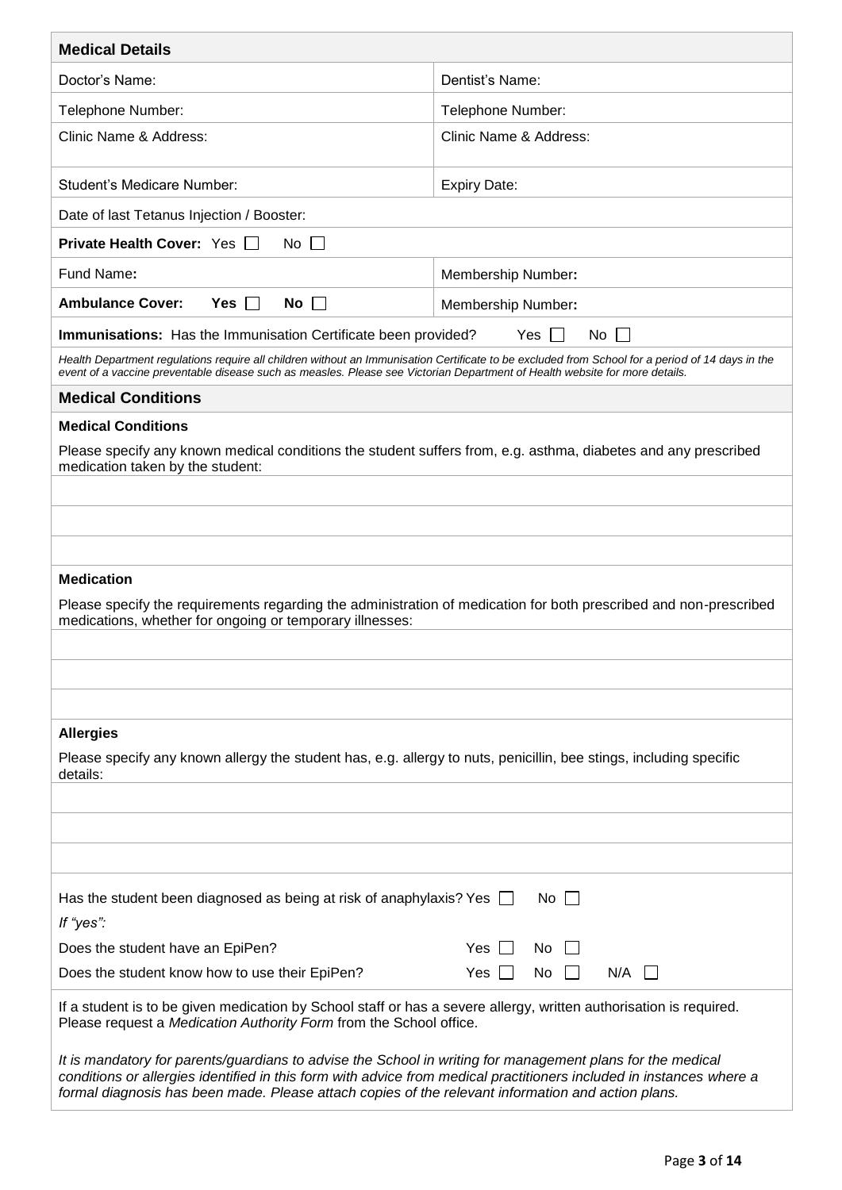## Medical Details

| Doctor's Name: | Dentist's Name: |
|---|---|
| Telephone Number: | Telephone Number: |
| Clinic Name & Address: | Clinic Name & Address: |
| Student's Medicare Number: | Expiry Date: |
| Date of last Tetanus Injection / Booster: | |
| **Private Health Cover:** Yes ☐ No ☐ | |
| Fund Name**:** | Membership Number**:** |
| **Ambulance Cover: Yes ☐ No ☐** | Membership Number**:** |

**Immunisations:** Has the Immunisation Certificate been provided? Yes ☐ No ☐

*Health Department regulations require all children without an Immunisation Certificate to be excluded from School for a period of 14 days in the event of a vaccine preventable disease such as measles. Please see Victorian Department of Health website for more details.*

## Medical Conditions

### Medical Conditions

Please specify any known medical conditions the student suffers from, e.g. asthma, diabetes and any prescribed medication taken by the student:

### Medication

Please specify the requirements regarding the administration of medication for both prescribed and non-prescribed medications, whether for ongoing or temporary illnesses:

### Allergies

Please specify any known allergy the student has, e.g. allergy to nuts, penicillin, bee stings, including specific details:

Has the student been diagnosed as being at risk of anaphylaxis? Yes ☐ No ☐

*If "yes":*

Does the student have an EpiPen? Yes ☐ No ☐

Does the student know how to use their EpiPen? Yes ☐ No ☐ N/A ☐

If a student is to be given medication by School staff or has a severe allergy, written authorisation is required. Please request a *Medication Authority Form* from the School office.

*It is mandatory for parents/guardians to advise the School in writing for management plans for the medical conditions or allergies identified in this form with advice from medical practitioners included in instances where a formal diagnosis has been made. Please attach copies of the relevant information and action plans.*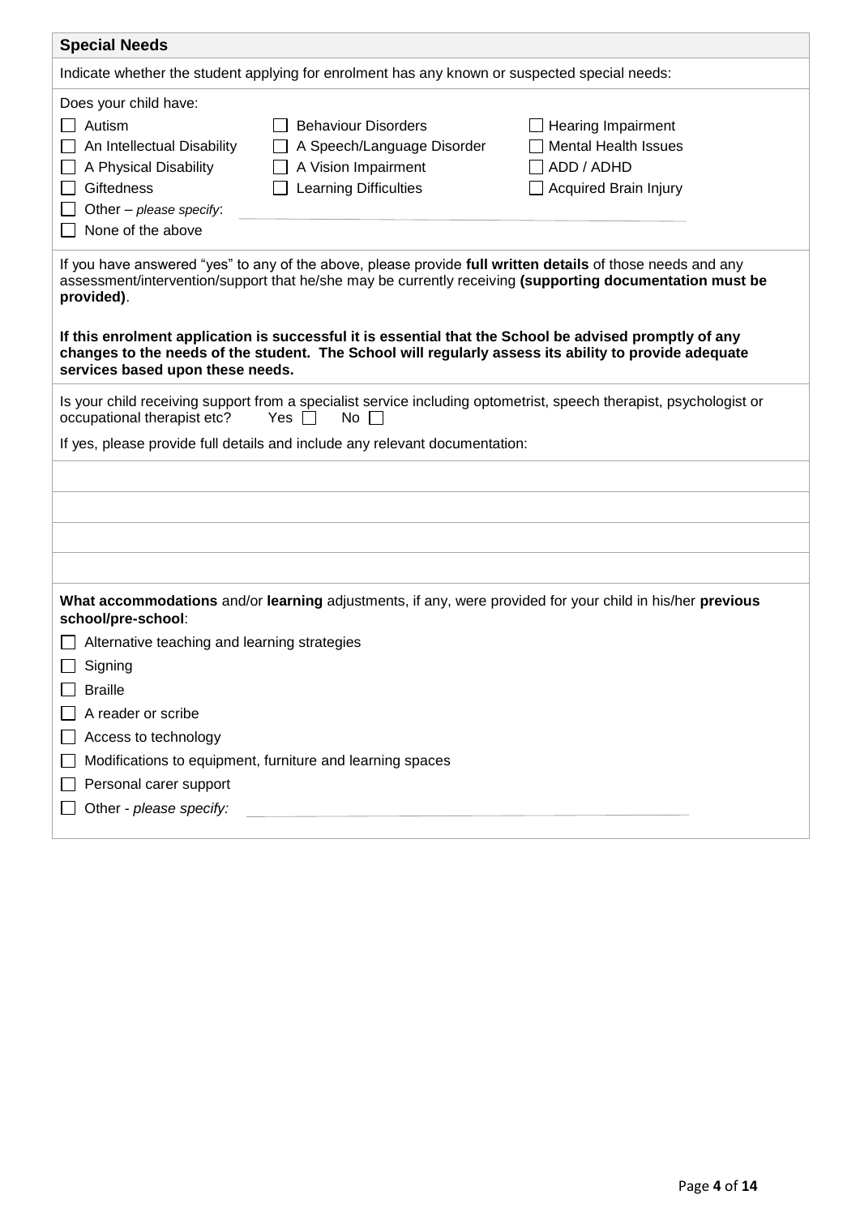## Special Needs

Indicate whether the student applying for enrolment has any known or suspected special needs:

Does your child have:

- ☐ Autism
- ☐ An Intellectual Disability
- ☐ A Physical Disability
- ☐ Giftedness
- ☐ Behaviour Disorders
- ☐ A Speech/Language Disorder
- ☐ A Vision Impairment
- ☐ Learning Difficulties
- ☐ Hearing Impairment
- ☐ Mental Health Issues
- ☐ ADD / ADHD
- ☐ Acquired Brain Injury
- ☐ Other – *please specify*: \_\_\_\_\_\_\_\_\_\_\_\_\_\_\_\_\_\_\_\_
- ☐ None of the above

If you have answered "yes" to any of the above, please provide **full written details** of those needs and any assessment/intervention/support that he/she may be currently receiving **(supporting documentation must be provided)**.

**If this enrolment application is successful it is essential that the School be advised promptly of any changes to the needs of the student. The School will regularly assess its ability to provide adequate services based upon these needs.**

Is your child receiving support from a specialist service including optometrist, speech therapist, psychologist or occupational therapist etc? Yes ☐ No ☐

If yes, please provide full details and include any relevant documentation:

\_\_\_\_\_\_\_\_\_\_\_\_\_\_\_\_\_\_\_\_\_\_\_\_\_\_\_\_\_\_\_\_\_\_\_\_\_\_\_\_

\_\_\_\_\_\_\_\_\_\_\_\_\_\_\_\_\_\_\_\_\_\_\_\_\_\_\_\_\_\_\_\_\_\_\_\_\_\_\_\_

\_\_\_\_\_\_\_\_\_\_\_\_\_\_\_\_\_\_\_\_\_\_\_\_\_\_\_\_\_\_\_\_\_\_\_\_\_\_\_\_

\_\_\_\_\_\_\_\_\_\_\_\_\_\_\_\_\_\_\_\_\_\_\_\_\_\_\_\_\_\_\_\_\_\_\_\_\_\_\_\_

**What accommodations** and/or **learning** adjustments, if any, were provided for your child in his/her **previous school/pre-school**:

- ☐ Alternative teaching and learning strategies
- ☐ Signing
- ☐ Braille
- ☐ A reader or scribe
- ☐ Access to technology
- ☐ Modifications to equipment, furniture and learning spaces
- ☐ Personal carer support
- ☐ Other - *please specify:* \_\_\_\_\_\_\_\_\_\_\_\_\_\_\_\_\_\_\_\_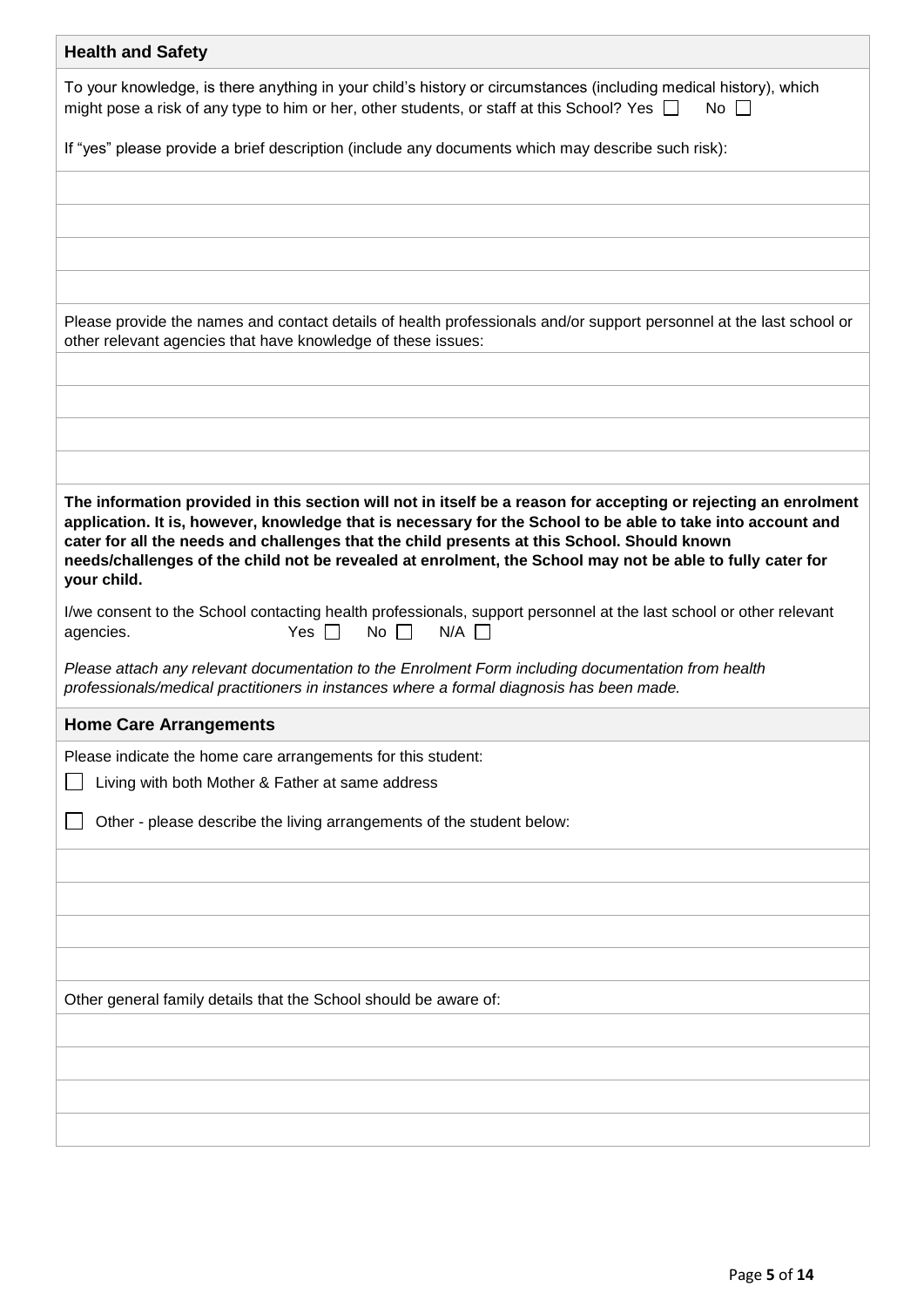## Health and Safety

To your knowledge, is there anything in your child's history or circumstances (including medical history), which might pose a risk of any type to him or her, other students, or staff at this School? Yes ☐ No ☐

If "yes" please provide a brief description (include any documents which may describe such risk):

Please provide the names and contact details of health professionals and/or support personnel at the last school or other relevant agencies that have knowledge of these issues:

**The information provided in this section will not in itself be a reason for accepting or rejecting an enrolment application. It is, however, knowledge that is necessary for the School to be able to take into account and cater for all the needs and challenges that the child presents at this School. Should known needs/challenges of the child not be revealed at enrolment, the School may not be able to fully cater for your child.**

I/we consent to the School contacting health professionals, support personnel at the last school or other relevant agencies. Yes ☐ No ☐ N/A ☐

*Please attach any relevant documentation to the Enrolment Form including documentation from health professionals/medical practitioners in instances where a formal diagnosis has been made.*

## Home Care Arrangements

Please indicate the home care arrangements for this student:

☐ Living with both Mother & Father at same address

☐ Other - please describe the living arrangements of the student below:

Other general family details that the School should be aware of: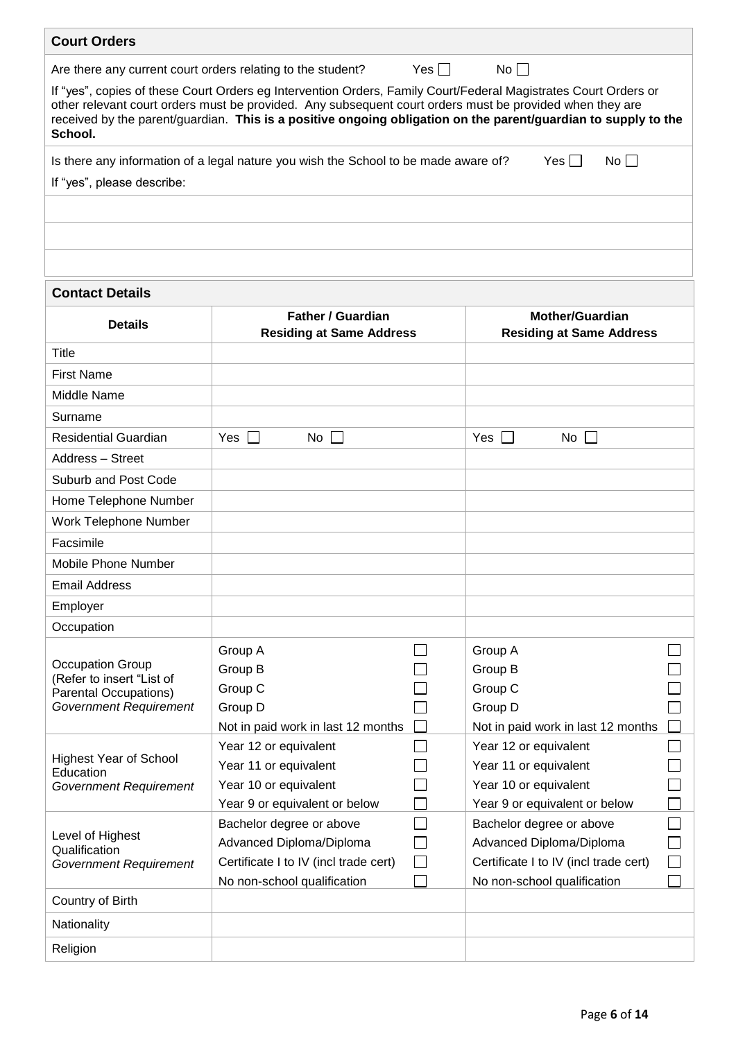## Court Orders

Are there any current court orders relating to the student? Yes ☐ No ☐

If "yes", copies of these Court Orders eg Intervention Orders, Family Court/Federal Magistrates Court Orders or other relevant court orders must be provided. Any subsequent court orders must be provided when they are received by the parent/guardian. **This is a positive ongoing obligation on the parent/guardian to supply to the School.**

Is there any information of a legal nature you wish the School to be made aware of? Yes ☐ No ☐

If "yes", please describe:

## Contact Details

| Details | Father / Guardian<br>Residing at Same Address | Mother/Guardian<br>Residing at Same Address |
|---|---|---|
| Title | | |
| First Name | | |
| Middle Name | | |
| Surname | | |
| Residential Guardian | Yes ☐ No ☐ | Yes ☐ No ☐ |
| Address – Street | | |
| Suburb and Post Code | | |
| Home Telephone Number | | |
| Work Telephone Number | | |
| Facsimile | | |
| Mobile Phone Number | | |
| Email Address | | |
| Employer | | |
| Occupation | | |
| Occupation Group (Refer to insert "List of Parental Occupations) *Government Requirement* | Group A ☐<br>Group B ☐<br>Group C ☐<br>Group D ☐<br>Not in paid work in last 12 months ☐ | Group A ☐<br>Group B ☐<br>Group C ☐<br>Group D ☐<br>Not in paid work in last 12 months ☐ |
| Highest Year of School Education *Government Requirement* | Year 12 or equivalent ☐<br>Year 11 or equivalent ☐<br>Year 10 or equivalent ☐<br>Year 9 or equivalent or below ☐ | Year 12 or equivalent ☐<br>Year 11 or equivalent ☐<br>Year 10 or equivalent ☐<br>Year 9 or equivalent or below ☐ |
| Level of Highest Qualification *Government Requirement* | Bachelor degree or above ☐<br>Advanced Diploma/Diploma ☐<br>Certificate I to IV (incl trade cert) ☐<br>No non-school qualification ☐ | Bachelor degree or above ☐<br>Advanced Diploma/Diploma ☐<br>Certificate I to IV (incl trade cert) ☐<br>No non-school qualification ☐ |
| Country of Birth | | |
| Nationality | | |
| Religion | | |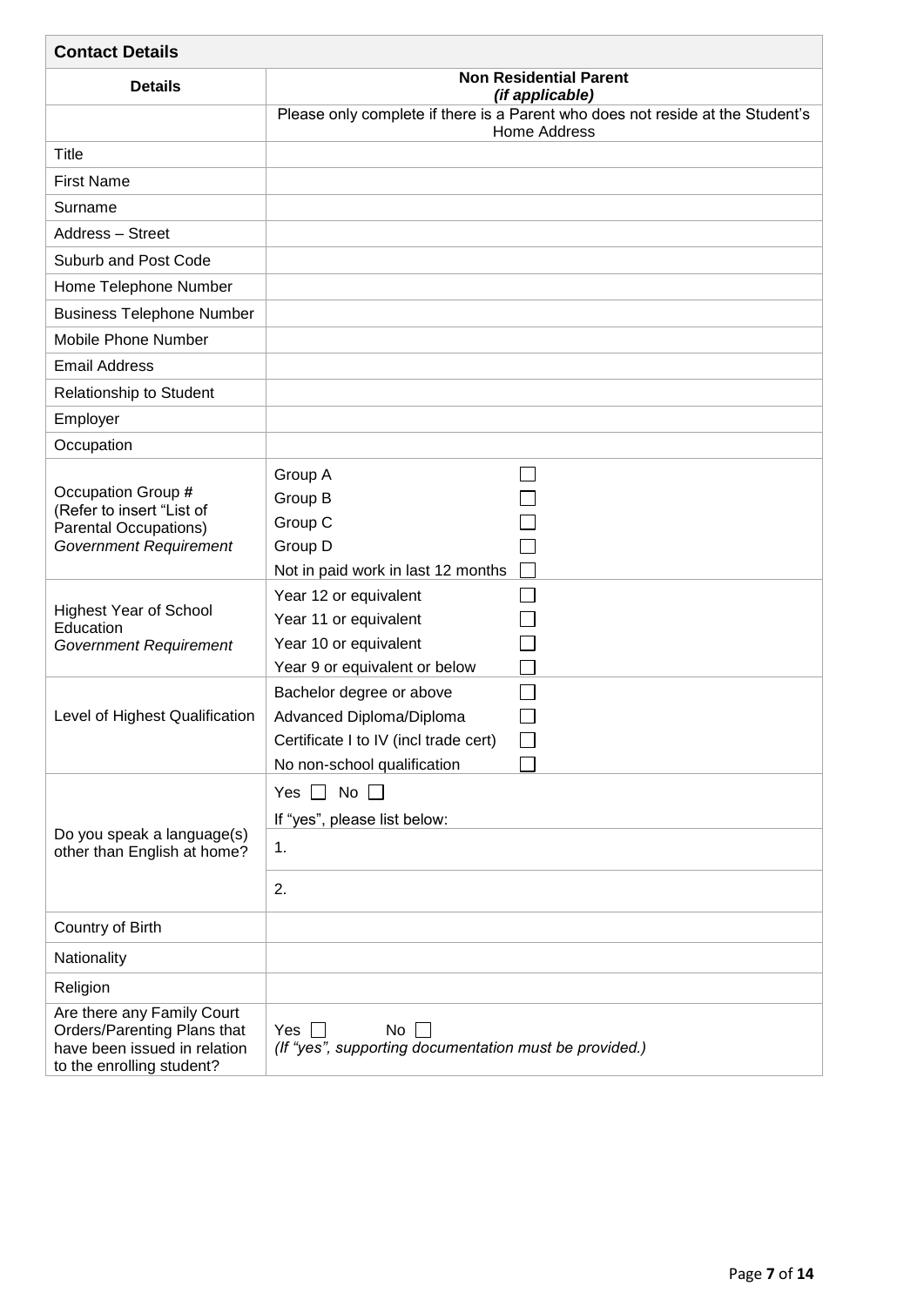| Contact Details | |
|---|---|
| **Details** | **Non Residential Parent** ***(if applicable)*** |
| | Please only complete if there is a Parent who does not reside at the Student's Home Address |
| Title | |
| First Name | |
| Surname | |
| Address – Street | |
| Suburb and Post Code | |
| Home Telephone Number | |
| Business Telephone Number | |
| Mobile Phone Number | |
| Email Address | |
| Relationship to Student | |
| Employer | |
| Occupation | |
| Occupation Group # (Refer to insert "List of Parental Occupations) *Government Requirement* | Group A ☐<br>Group B ☐<br>Group C ☐<br>Group D ☐<br>Not in paid work in last 12 months ☐ |
| Highest Year of School Education *Government Requirement* | Year 12 or equivalent ☐<br>Year 11 or equivalent ☐<br>Year 10 or equivalent ☐<br>Year 9 or equivalent or below ☐ |
| Level of Highest Qualification | Bachelor degree or above ☐<br>Advanced Diploma/Diploma ☐<br>Certificate I to IV (incl trade cert) ☐<br>No non-school qualification ☐ |
| Do you speak a language(s) other than English at home? | Yes ☐ No ☐<br>If "yes", please list below:<br>1.<br>2. |
| Country of Birth | |
| Nationality | |
| Religion | |
| Are there any Family Court Orders/Parenting Plans that have been issued in relation to the enrolling student? | Yes ☐ No ☐<br>*(If "yes", supporting documentation must be provided.)* |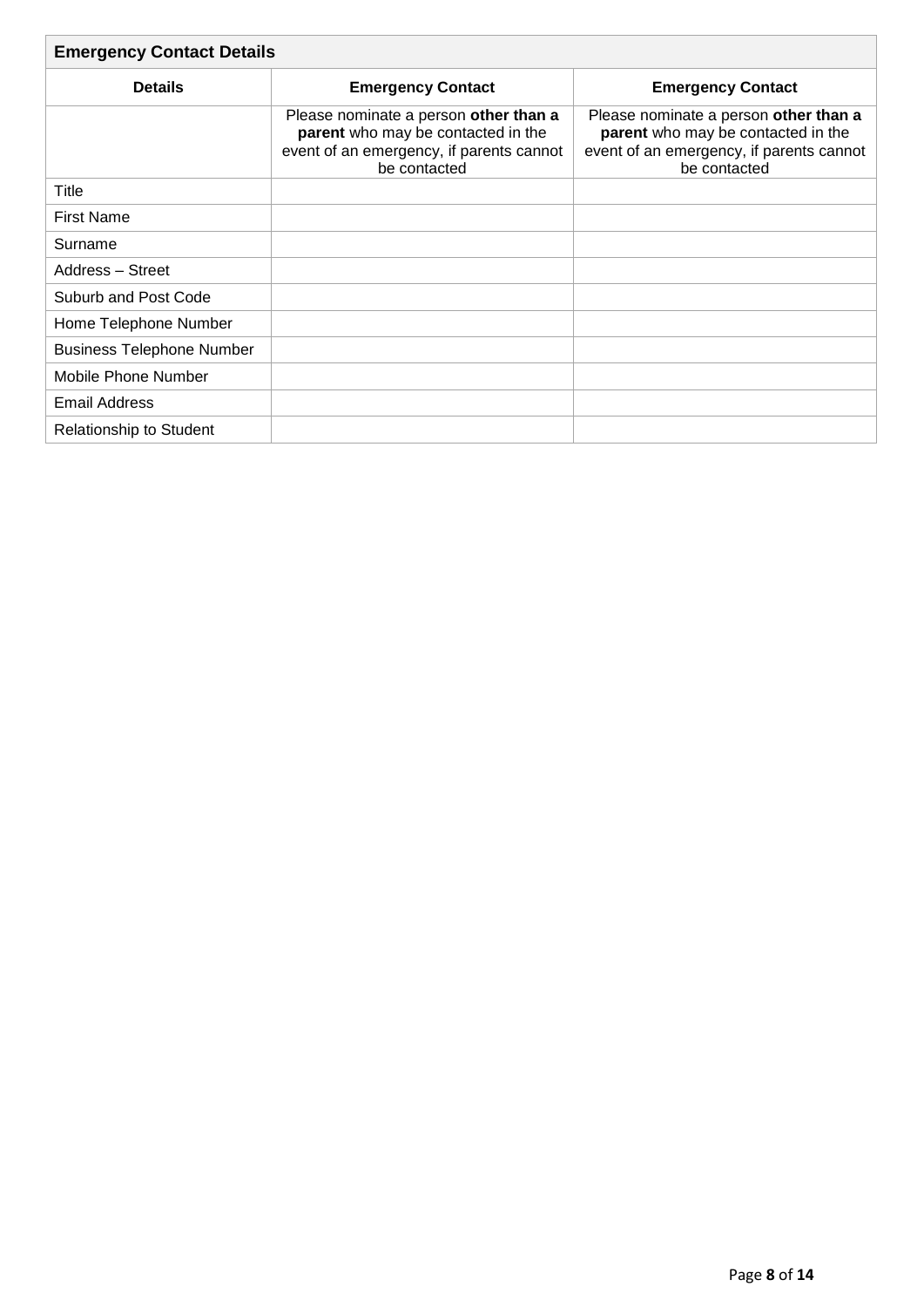## Emergency Contact Details

| Details | Emergency Contact | Emergency Contact |
|---|---|---|
| | Please nominate a person **other than a parent** who may be contacted in the event of an emergency, if parents cannot be contacted | Please nominate a person **other than a parent** who may be contacted in the event of an emergency, if parents cannot be contacted |
| Title | | |
| First Name | | |
| Surname | | |
| Address – Street | | |
| Suburb and Post Code | | |
| Home Telephone Number | | |
| Business Telephone Number | | |
| Mobile Phone Number | | |
| Email Address | | |
| Relationship to Student | | |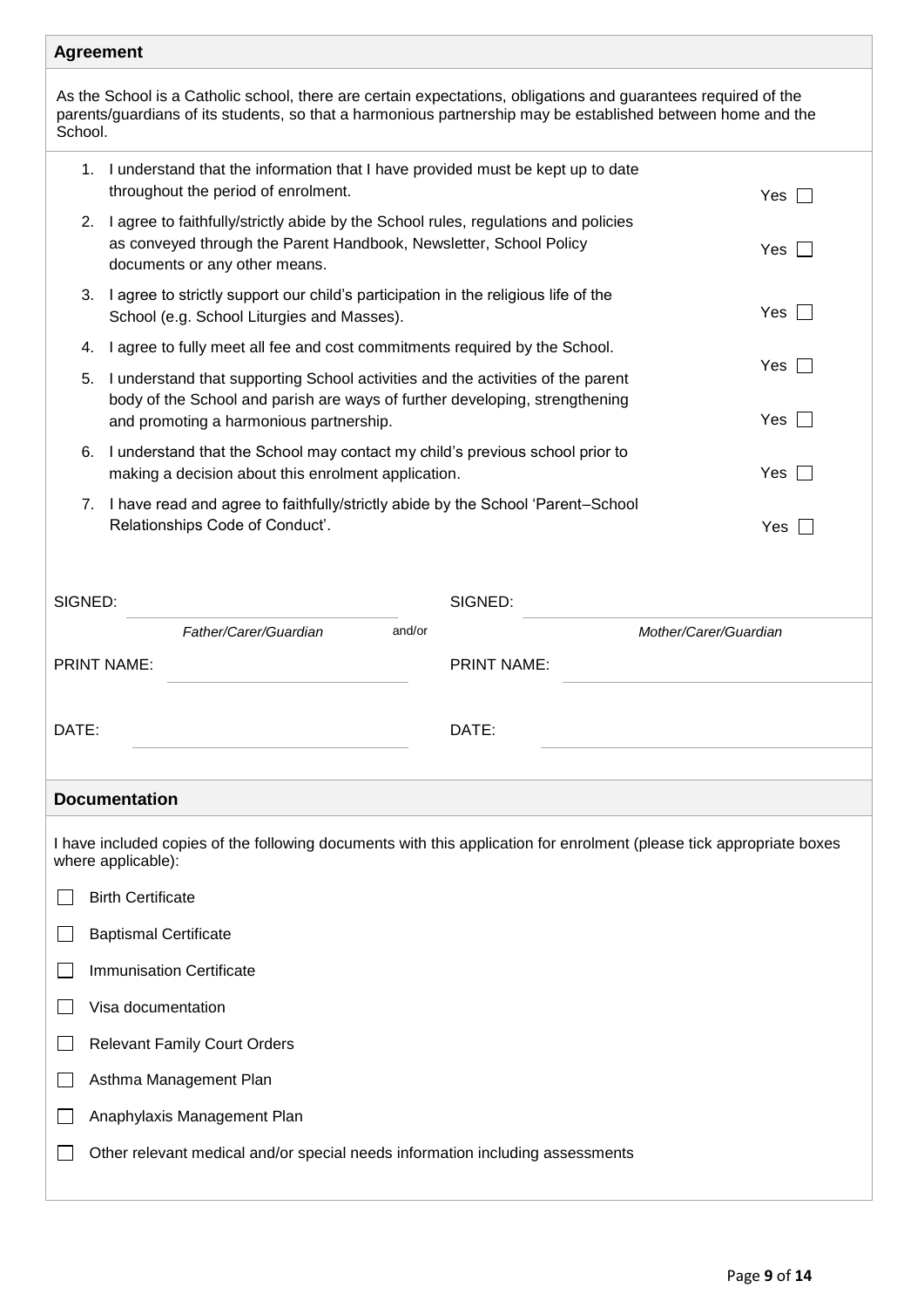## Agreement

As the School is a Catholic school, there are certain expectations, obligations and guarantees required of the parents/guardians of its students, so that a harmonious partnership may be established between home and the School.

1. I understand that the information that I have provided must be kept up to date throughout the period of enrolment. Yes ☐
2. I agree to faithfully/strictly abide by the School rules, regulations and policies as conveyed through the Parent Handbook, Newsletter, School Policy documents or any other means. Yes ☐
3. I agree to strictly support our child's participation in the religious life of the School (e.g. School Liturgies and Masses). Yes ☐
4. I agree to fully meet all fee and cost commitments required by the School. Yes ☐
5. I understand that supporting School activities and the activities of the parent body of the School and parish are ways of further developing, strengthening and promoting a harmonious partnership. Yes ☐
6. I understand that the School may contact my child's previous school prior to making a decision about this enrolment application. Yes ☐
7. I have read and agree to faithfully/strictly abide by the School 'Parent–School Relationships Code of Conduct'. Yes ☐

SIGNED: ______________________ and/or SIGNED: ______________________

*Father/Carer/Guardian* *Mother/Carer/Guardian*

PRINT NAME: ______________________ PRINT NAME: ______________________

DATE: ______________________ DATE: ______________________

## Documentation

I have included copies of the following documents with this application for enrolment (please tick appropriate boxes where applicable):

- ☐ Birth Certificate
- ☐ Baptismal Certificate
- ☐ Immunisation Certificate
- ☐ Visa documentation
- ☐ Relevant Family Court Orders
- ☐ Asthma Management Plan
- ☐ Anaphylaxis Management Plan
- ☐ Other relevant medical and/or special needs information including assessments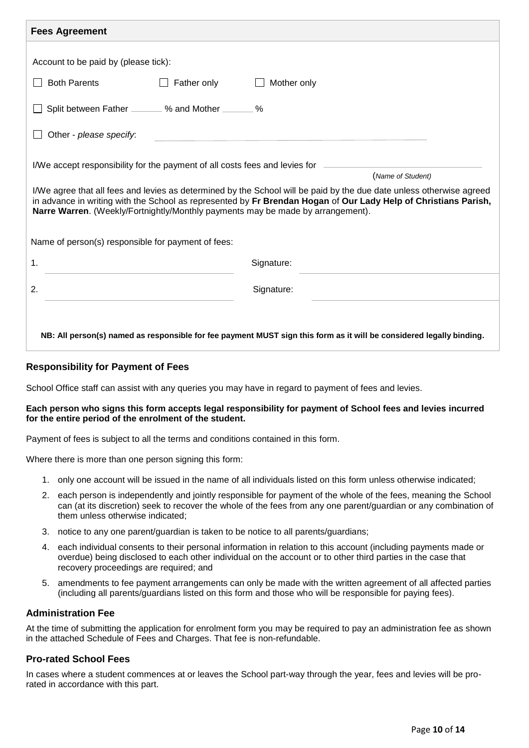## Fees Agreement

Account to be paid by (please tick):

☐ Both Parents ☐ Father only ☐ Mother only

☐ Split between Father _______ % and Mother _______ %

☐ Other - *please specify*: ____________________________________________

I/We accept responsibility for the payment of all costs fees and levies for ____________________________________
(*Name of Student*)

I/We agree that all fees and levies as determined by the School will be paid by the due date unless otherwise agreed in advance in writing with the School as represented by **Fr Brendan Hogan** of **Our Lady Help of Christians Parish, Narre Warren**. (Weekly/Fortnightly/Monthly payments may be made by arrangement).

Name of person(s) responsible for payment of fees:

1. ____________________________________ Signature: ____________________________________

2. ____________________________________ Signature: ____________________________________

**NB: All person(s) named as responsible for fee payment MUST sign this form as it will be considered legally binding.**

### Responsibility for Payment of Fees

School Office staff can assist with any queries you may have in regard to payment of fees and levies.

**Each person who signs this form accepts legal responsibility for payment of School fees and levies incurred for the entire period of the enrolment of the student.**

Payment of fees is subject to all the terms and conditions contained in this form.

Where there is more than one person signing this form:

1. only one account will be issued in the name of all individuals listed on this form unless otherwise indicated;
2. each person is independently and jointly responsible for payment of the whole of the fees, meaning the School can (at its discretion) seek to recover the whole of the fees from any one parent/guardian or any combination of them unless otherwise indicated;
3. notice to any one parent/guardian is taken to be notice to all parents/guardians;
4. each individual consents to their personal information in relation to this account (including payments made or overdue) being disclosed to each other individual on the account or to other third parties in the case that recovery proceedings are required; and
5. amendments to fee payment arrangements can only be made with the written agreement of all affected parties (including all parents/guardians listed on this form and those who will be responsible for paying fees).

### Administration Fee

At the time of submitting the application for enrolment form you may be required to pay an administration fee as shown in the attached Schedule of Fees and Charges. That fee is non-refundable.

### Pro-rated School Fees

In cases where a student commences at or leaves the School part-way through the year, fees and levies will be pro-rated in accordance with this part.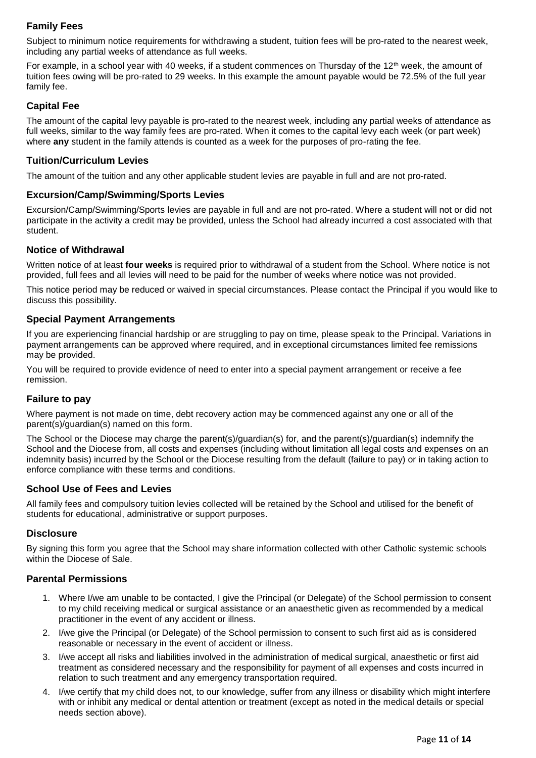### Family Fees

Subject to minimum notice requirements for withdrawing a student, tuition fees will be pro-rated to the nearest week, including any partial weeks of attendance as full weeks.

For example, in a school year with 40 weeks, if a student commences on Thursday of the 12th week, the amount of tuition fees owing will be pro-rated to 29 weeks. In this example the amount payable would be 72.5% of the full year family fee.

### Capital Fee

The amount of the capital levy payable is pro-rated to the nearest week, including any partial weeks of attendance as full weeks, similar to the way family fees are pro-rated. When it comes to the capital levy each week (or part week) where **any** student in the family attends is counted as a week for the purposes of pro-rating the fee.

### Tuition/Curriculum Levies

The amount of the tuition and any other applicable student levies are payable in full and are not pro-rated.

### Excursion/Camp/Swimming/Sports Levies

Excursion/Camp/Swimming/Sports levies are payable in full and are not pro-rated. Where a student will not or did not participate in the activity a credit may be provided, unless the School had already incurred a cost associated with that student.

### Notice of Withdrawal

Written notice of at least **four weeks** is required prior to withdrawal of a student from the School. Where notice is not provided, full fees and all levies will need to be paid for the number of weeks where notice was not provided.

This notice period may be reduced or waived in special circumstances. Please contact the Principal if you would like to discuss this possibility.

### Special Payment Arrangements

If you are experiencing financial hardship or are struggling to pay on time, please speak to the Principal. Variations in payment arrangements can be approved where required, and in exceptional circumstances limited fee remissions may be provided.

You will be required to provide evidence of need to enter into a special payment arrangement or receive a fee remission.

### Failure to pay

Where payment is not made on time, debt recovery action may be commenced against any one or all of the parent(s)/guardian(s) named on this form.

The School or the Diocese may charge the parent(s)/guardian(s) for, and the parent(s)/guardian(s) indemnify the School and the Diocese from, all costs and expenses (including without limitation all legal costs and expenses on an indemnity basis) incurred by the School or the Diocese resulting from the default (failure to pay) or in taking action to enforce compliance with these terms and conditions.

### School Use of Fees and Levies

All family fees and compulsory tuition levies collected will be retained by the School and utilised for the benefit of students for educational, administrative or support purposes.

### Disclosure

By signing this form you agree that the School may share information collected with other Catholic systemic schools within the Diocese of Sale.

### Parental Permissions

1. Where I/we am unable to be contacted, I give the Principal (or Delegate) of the School permission to consent to my child receiving medical or surgical assistance or an anaesthetic given as recommended by a medical practitioner in the event of any accident or illness.
2. I/we give the Principal (or Delegate) of the School permission to consent to such first aid as is considered reasonable or necessary in the event of accident or illness.
3. I/we accept all risks and liabilities involved in the administration of medical surgical, anaesthetic or first aid treatment as considered necessary and the responsibility for payment of all expenses and costs incurred in relation to such treatment and any emergency transportation required.
4. I/we certify that my child does not, to our knowledge, suffer from any illness or disability which might interfere with or inhibit any medical or dental attention or treatment (except as noted in the medical details or special needs section above).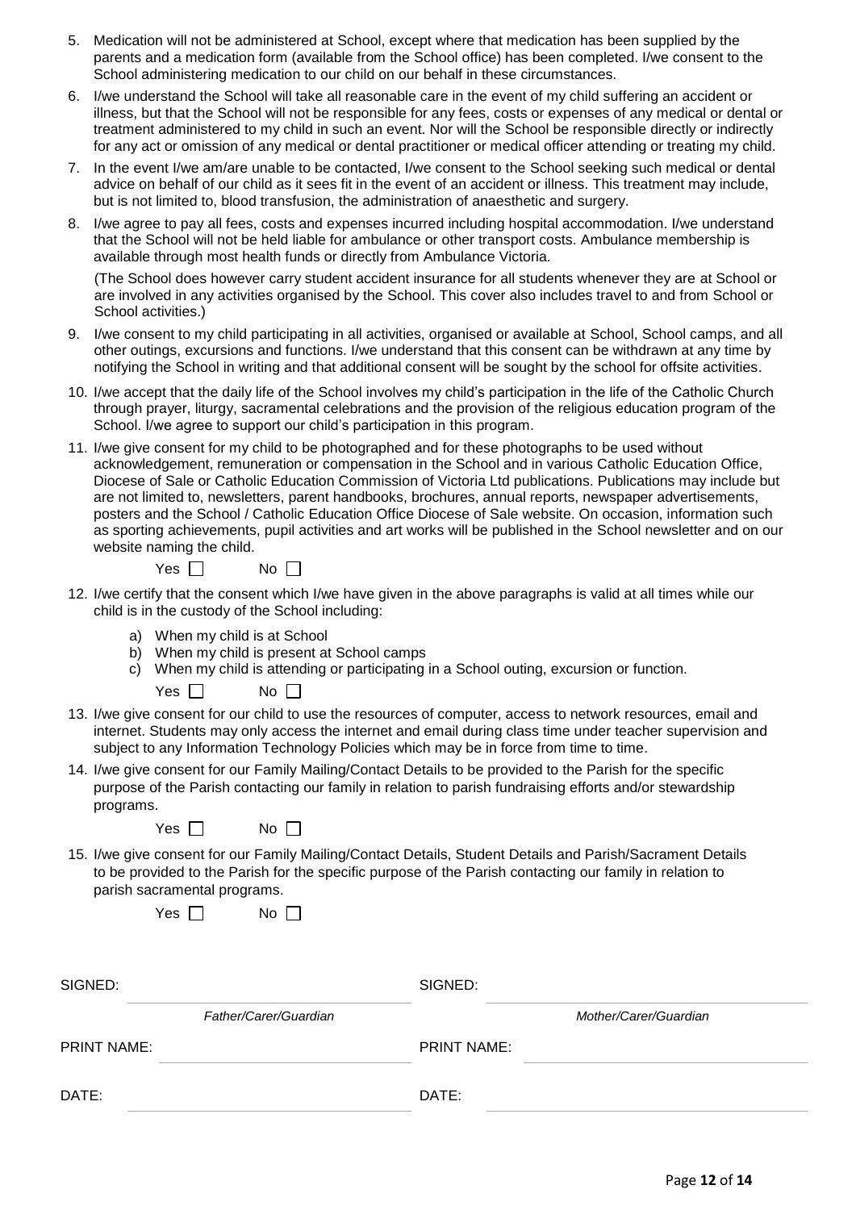5. Medication will not be administered at School, except where that medication has been supplied by the parents and a medication form (available from the School office) has been completed. I/we consent to the School administering medication to our child on our behalf in these circumstances.

6. I/we understand the School will take all reasonable care in the event of my child suffering an accident or illness, but that the School will not be responsible for any fees, costs or expenses of any medical or dental or treatment administered to my child in such an event. Nor will the School be responsible directly or indirectly for any act or omission of any medical or dental practitioner or medical officer attending or treating my child.

7. In the event I/we am/are unable to be contacted, I/we consent to the School seeking such medical or dental advice on behalf of our child as it sees fit in the event of an accident or illness. This treatment may include, but is not limited to, blood transfusion, the administration of anaesthetic and surgery.

8. I/we agree to pay all fees, costs and expenses incurred including hospital accommodation. I/we understand that the School will not be held liable for ambulance or other transport costs. Ambulance membership is available through most health funds or directly from Ambulance Victoria.

   (The School does however carry student accident insurance for all students whenever they are at School or are involved in any activities organised by the School. This cover also includes travel to and from School or School activities.)

9. I/we consent to my child participating in all activities, organised or available at School, School camps, and all other outings, excursions and functions. I/we understand that this consent can be withdrawn at any time by notifying the School in writing and that additional consent will be sought by the school for offsite activities.

10. I/we accept that the daily life of the School involves my child's participation in the life of the Catholic Church through prayer, liturgy, sacramental celebrations and the provision of the religious education program of the School. I/we agree to support our child's participation in this program.

11. I/we give consent for my child to be photographed and for these photographs to be used without acknowledgement, remuneration or compensation in the School and in various Catholic Education Office, Diocese of Sale or Catholic Education Commission of Victoria Ltd publications. Publications may include but are not limited to, newsletters, parent handbooks, brochures, annual reports, newspaper advertisements, posters and the School / Catholic Education Office Diocese of Sale website. On occasion, information such as sporting achievements, pupil activities and art works will be published in the School newsletter and on our website naming the child.

    Yes ☐ No ☐

12. I/we certify that the consent which I/we have given in the above paragraphs is valid at all times while our child is in the custody of the School including:

    a) When my child is at School
    b) When my child is present at School camps
    c) When my child is attending or participating in a School outing, excursion or function.

    Yes ☐ No ☐

13. I/we give consent for our child to use the resources of computer, access to network resources, email and internet. Students may only access the internet and email during class time under teacher supervision and subject to any Information Technology Policies which may be in force from time to time.

14. I/we give consent for our Family Mailing/Contact Details to be provided to the Parish for the specific purpose of the Parish contacting our family in relation to parish fundraising efforts and/or stewardship programs.

    Yes ☐ No ☐

15. I/we give consent for our Family Mailing/Contact Details, Student Details and Parish/Sacrament Details to be provided to the Parish for the specific purpose of the Parish contacting our family in relation to parish sacramental programs.

    Yes ☐ No ☐

SIGNED: ______________________________ SIGNED: ______________________________

*Father/Carer/Guardian* *Mother/Carer/Guardian*

PRINT NAME: ______________________________ PRINT NAME: ______________________________

DATE: ______________________________ DATE: ______________________________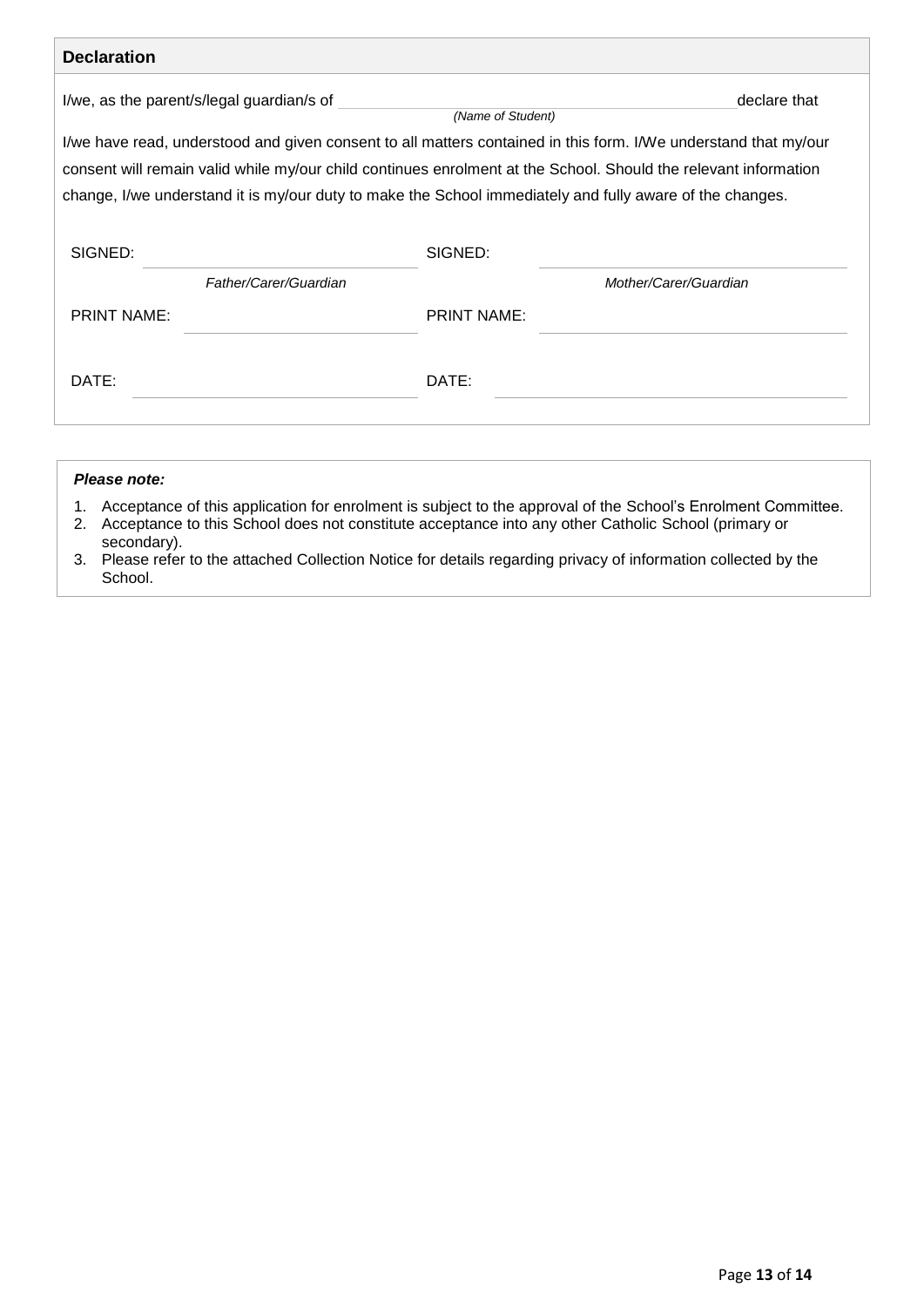## Declaration

I/we, as the parent/s/legal guardian/s of ______________________________ declare that
*(Name of Student)*

I/we have read, understood and given consent to all matters contained in this form. I/We understand that my/our consent will remain valid while my/our child continues enrolment at the School. Should the relevant information change, I/we understand it is my/our duty to make the School immediately and fully aware of the changes.

| | | | |
|---|---|---|---|
| SIGNED: | ______________________ | SIGNED: | ______________________ |
| | *Father/Carer/Guardian* | | *Mother/Carer/Guardian* |
| PRINT NAME: | ______________________ | PRINT NAME: | ______________________ |
| DATE: | ______________________ | DATE: | ______________________ |

***Please note:***

1. Acceptance of this application for enrolment is subject to the approval of the School's Enrolment Committee.
2. Acceptance to this School does not constitute acceptance into any other Catholic School (primary or secondary).
3. Please refer to the attached Collection Notice for details regarding privacy of information collected by the School.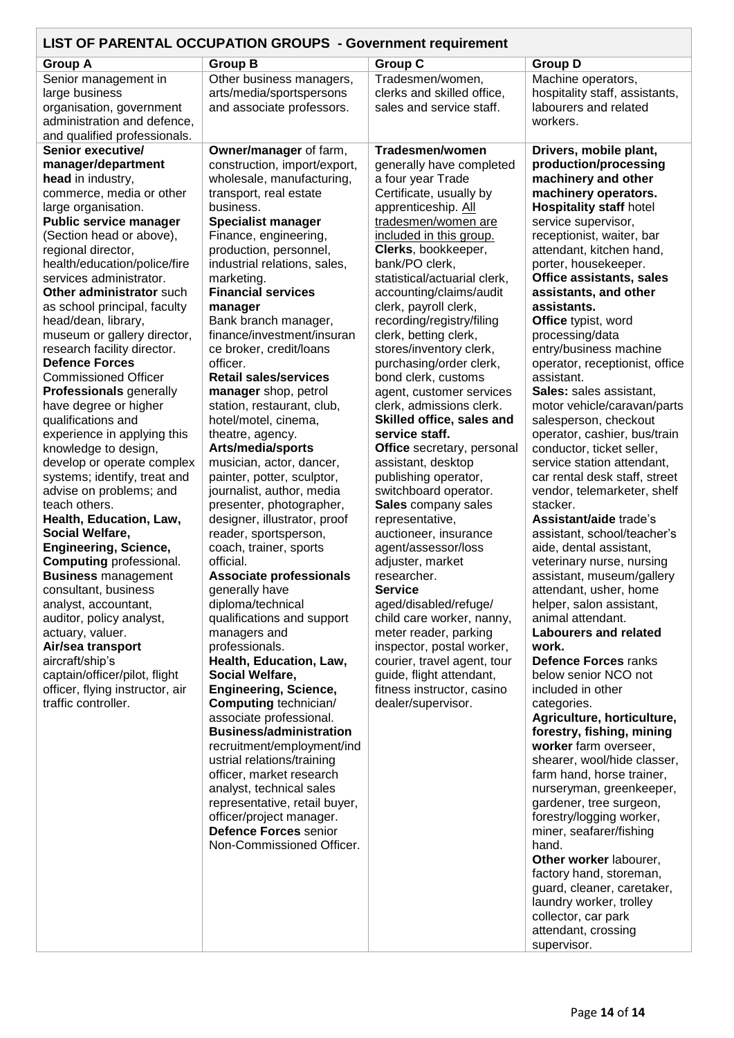| LIST OF PARENTAL OCCUPATION GROUPS - Government requirement | | | |
|---|---|---|---|
| **Group A** | **Group B** | **Group C** | **Group D** |
| Senior management in large business organisation, government administration and defence, and qualified professionals. | Other business managers, arts/media/sportspersons and associate professors. | Tradesmen/women, clerks and skilled office, sales and service staff. | Machine operators, hospitality staff, assistants, labourers and related workers. |
| **Senior executive/ manager/department head** in industry, commerce, media or other large organisation. **Public service manager** (Section head or above), regional director, health/education/police/fire services administrator. **Other administrator** such as school principal, faculty head/dean, library, museum or gallery director, research facility director. **Defence Forces** Commissioned Officer **Professionals** generally have degree or higher qualifications and experience in applying this knowledge to design, develop or operate complex systems; identify, treat and advise on problems; and teach others. **Health, Education, Law, Social Welfare, Engineering, Science, Computing** professional. **Business** management consultant, business analyst, accountant, auditor, policy analyst, actuary, valuer. **Air/sea transport** aircraft/ship's captain/officer/pilot, flight officer, flying instructor, air traffic controller. | **Owner/manager** of farm, construction, import/export, wholesale, manufacturing, transport, real estate business. **Specialist manager** Finance, engineering, production, personnel, industrial relations, sales, marketing. **Financial services manager** Bank branch manager, finance/investment/insurance broker, credit/loans officer. **Retail sales/services manager** shop, petrol station, restaurant, club, hotel/motel, cinema, theatre, agency. **Arts/media/sports** musician, actor, dancer, painter, potter, sculptor, journalist, author, media presenter, photographer, designer, illustrator, proof reader, sportsperson, coach, trainer, sports official. **Associate professionals** generally have diploma/technical qualifications and support managers and professionals. **Health, Education, Law, Social Welfare, Engineering, Science, Computing** technician/ associate professional. **Business/administration** recruitment/employment/industrial relations/training officer, market research analyst, technical sales representative, retail buyer, officer/project manager. **Defence Forces** senior Non-Commissioned Officer. | **Tradesmen/women** generally have completed a four year Trade Certificate, usually by apprenticeship. All tradesmen/women are included in this group. **Clerks**, bookkeeper, bank/PO clerk, statistical/actuarial clerk, accounting/claims/audit clerk, payroll clerk, recording/registry/filing clerk, betting clerk, stores/inventory clerk, purchasing/order clerk, bond clerk, customs agent, customer services clerk, admissions clerk. **Skilled office, sales and service staff. Office** secretary, personal assistant, desktop publishing operator, switchboard operator. **Sales** company sales representative, auctioneer, insurance agent/assessor/loss adjuster, market researcher. **Service** aged/disabled/refuge/ child care worker, nanny, meter reader, parking inspector, postal worker, courier, travel agent, tour guide, flight attendant, fitness instructor, casino dealer/supervisor. | **Drivers, mobile plant, production/processing machinery and other machinery operators. Hospitality staff** hotel service supervisor, receptionist, waiter, bar attendant, kitchen hand, porter, housekeeper. **Office assistants, sales assistants, and other assistants. Office** typist, word processing/data entry/business machine operator, receptionist, office assistant. **Sales:** sales assistant, motor vehicle/caravan/parts salesperson, checkout operator, cashier, bus/train conductor, ticket seller, service station attendant, car rental desk staff, street vendor, telemarketer, shelf stacker. **Assistant/aide** trade's assistant, school/teacher's aide, dental assistant, veterinary nurse, nursing assistant, museum/gallery attendant, usher, home helper, salon assistant, animal attendant. **Labourers and related work. Defence Forces** ranks below senior NCO not included in other categories. **Agriculture, horticulture, forestry, fishing, mining worker** farm overseer, shearer, wool/hide classer, farm hand, horse trainer, nurseryman, greenkeeper, gardener, tree surgeon, forestry/logging worker, miner, seafarer/fishing hand. **Other worker** labourer, factory hand, storeman, guard, cleaner, caretaker, laundry worker, trolley collector, car park attendant, crossing supervisor. |